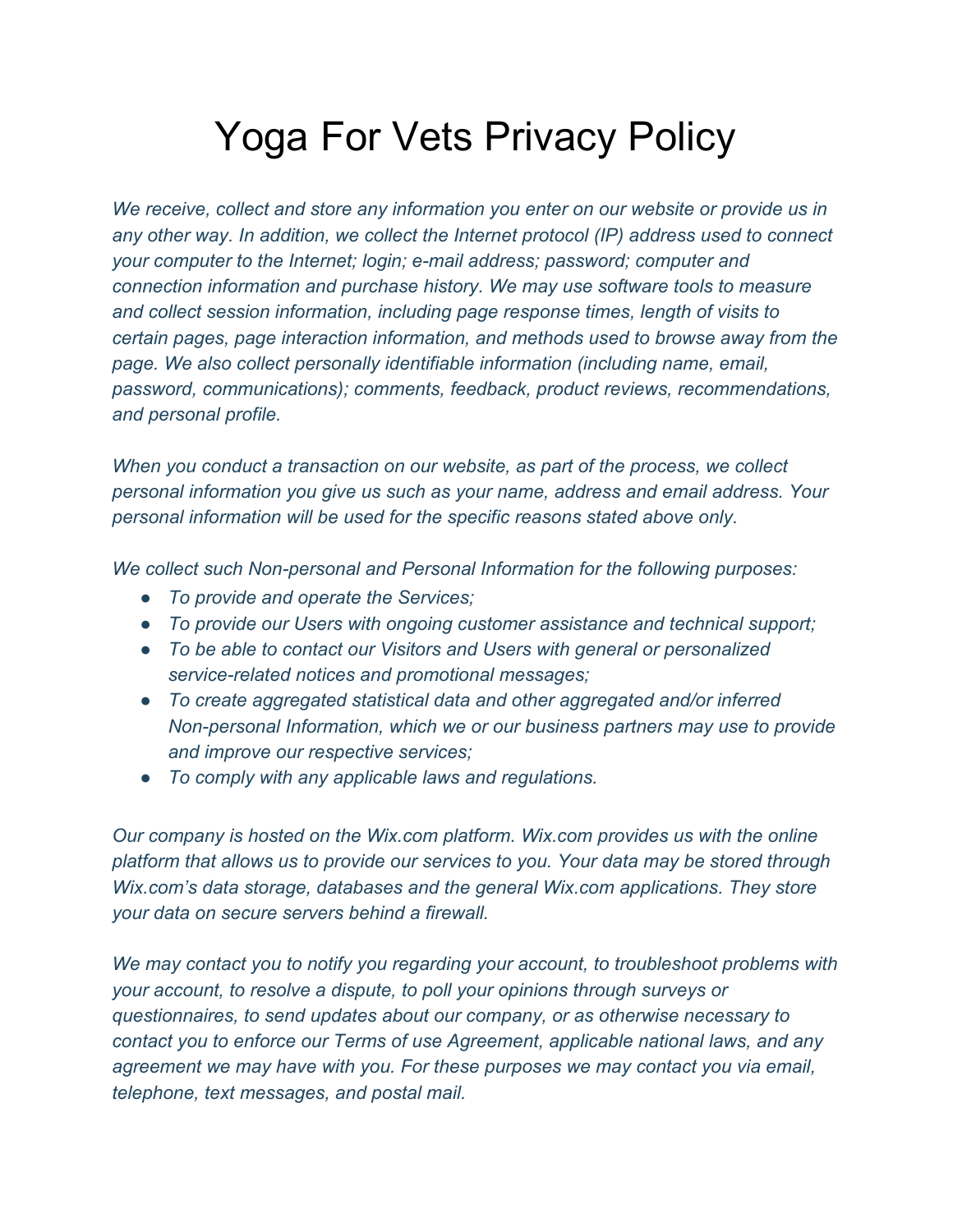# Yoga For Vets Privacy Policy

*We receive, collect and store any information you enter on our website or provide us in any other way. In addition, we collect the Internet protocol (IP) address used to connect your computer to the Internet; login; e-mail address; password; computer and connection information and purchase history. We may use software tools to measure and collect session information, including page response times, length of visits to certain pages, page interaction information, and methods used to browse away from the page. We also collect personally identifiable information (including name, email, password, communications); comments, feedback, product reviews, recommendations, and personal profile.*

*When you conduct a transaction on our website, as part of the process, we collect personal information you give us such as your name, address and email address. Your personal information will be used for the specific reasons stated above only.*

*We collect such Non-personal and Personal Information for the following purposes:*

- *To provide and operate the Services;*
- *To provide our Users with ongoing customer assistance and technical support;*
- *To be able to contact our Visitors and Users with general or personalized service-related notices and promotional messages;*
- *To create aggregated statistical data and other aggregated and/or inferred Non-personal Information, which we or our business partners may use to provide and improve our respective services;*
- *To comply with any applicable laws and regulations.*

*Our company is hosted on the Wix.com platform. Wix.com provides us with the online platform that allows us to provide our services to you. Your data may be stored through Wix.com's data storage, databases and the general Wix.com applications. They store your data on secure servers behind a firewall.*

*We may contact you to notify you regarding your account, to troubleshoot problems with your account, to resolve a dispute, to poll your opinions through surveys or questionnaires, to send updates about our company, or as otherwise necessary to contact you to enforce our Terms of use Agreement, applicable national laws, and any agreement we may have with you. For these purposes we may contact you via email, telephone, text messages, and postal mail.*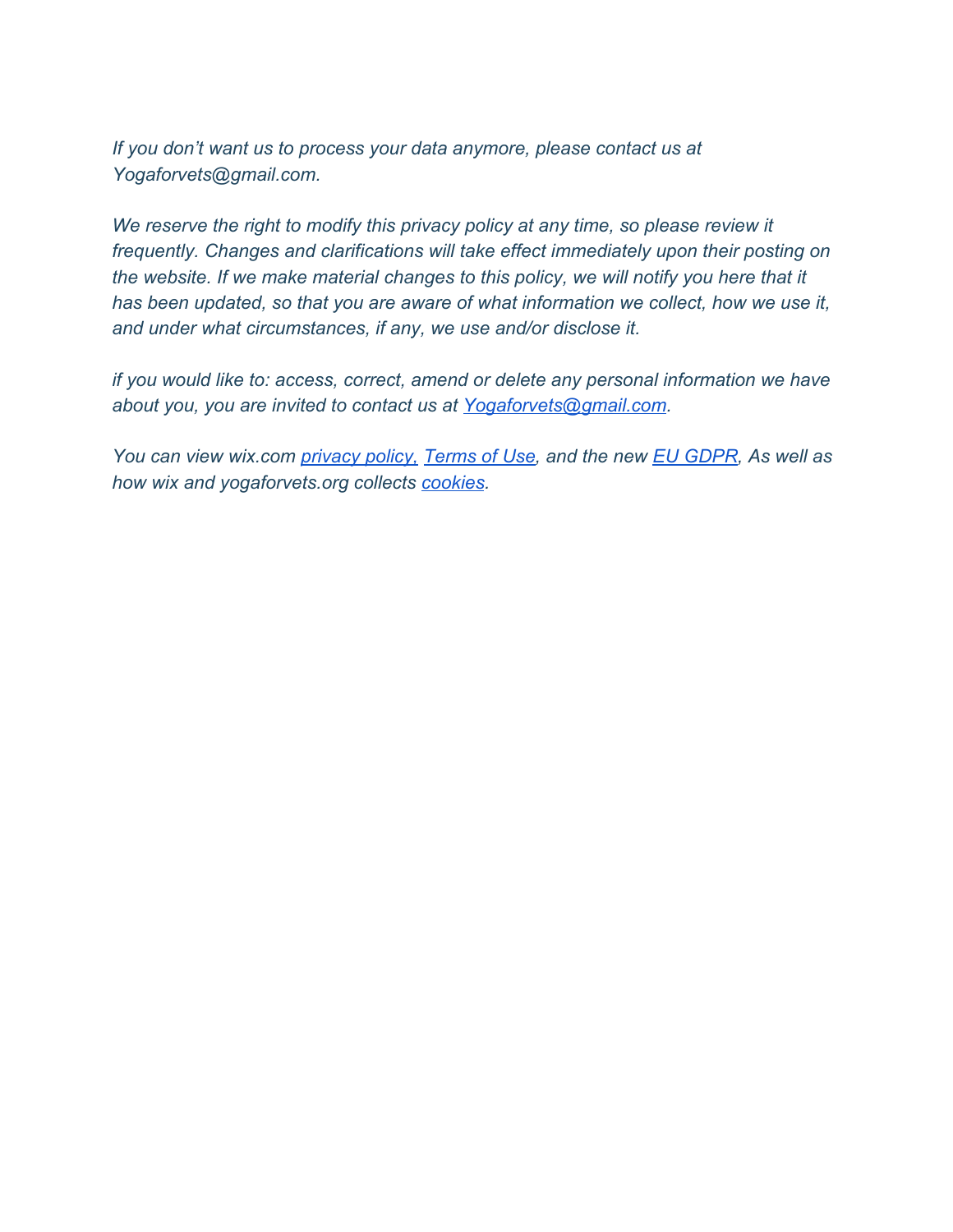*If you don't want us to process your data anymore, please contact us at Yogaforvets@gmail.com.*

*We reserve the right to modify this privacy policy at any time, so please review it frequently. Changes and clarifications will take effect immediately upon their posting on the website. If we make material changes to this policy, we will notify you here that it has been updated, so that you are aware of what information we collect, how we use it, and under what circumstances, if any, we use and/or disclose it.*

*if you would like to: access, correct, amend or delete any personal information we have about you, you are invited to contact us at Yogaforvets@gmail.com.*

*You can view wix.com privacy policy, Terms of Use, and the new EU GDPR, As well as how wix and yogaforvets.org collects cookies.*